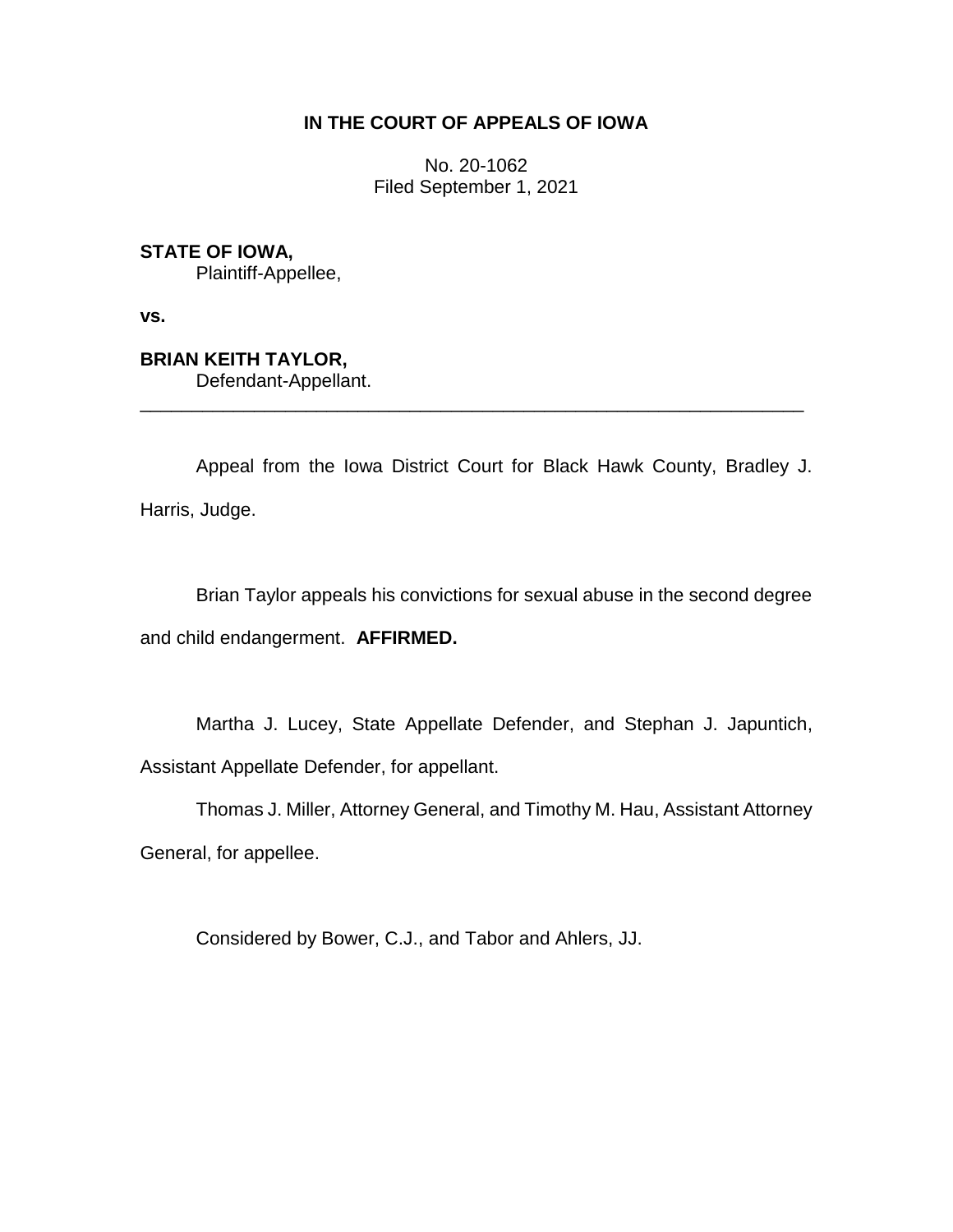**IN THE COURT OF APPEALS OF IOWA**

No. 20-1062
Filed September 1, 2021

**STATE OF IOWA,**
Plaintiff-Appellee,

**vs.**

**BRIAN KEITH TAYLOR,**
Defendant-Appellant.

---

Appeal from the Iowa District Court for Black Hawk County, Bradley J. Harris, Judge.

Brian Taylor appeals his convictions for sexual abuse in the second degree and child endangerment. **AFFIRMED.**

Martha J. Lucey, State Appellate Defender, and Stephan J. Japuntich, Assistant Appellate Defender, for appellant.

Thomas J. Miller, Attorney General, and Timothy M. Hau, Assistant Attorney General, for appellee.

Considered by Bower, C.J., and Tabor and Ahlers, JJ.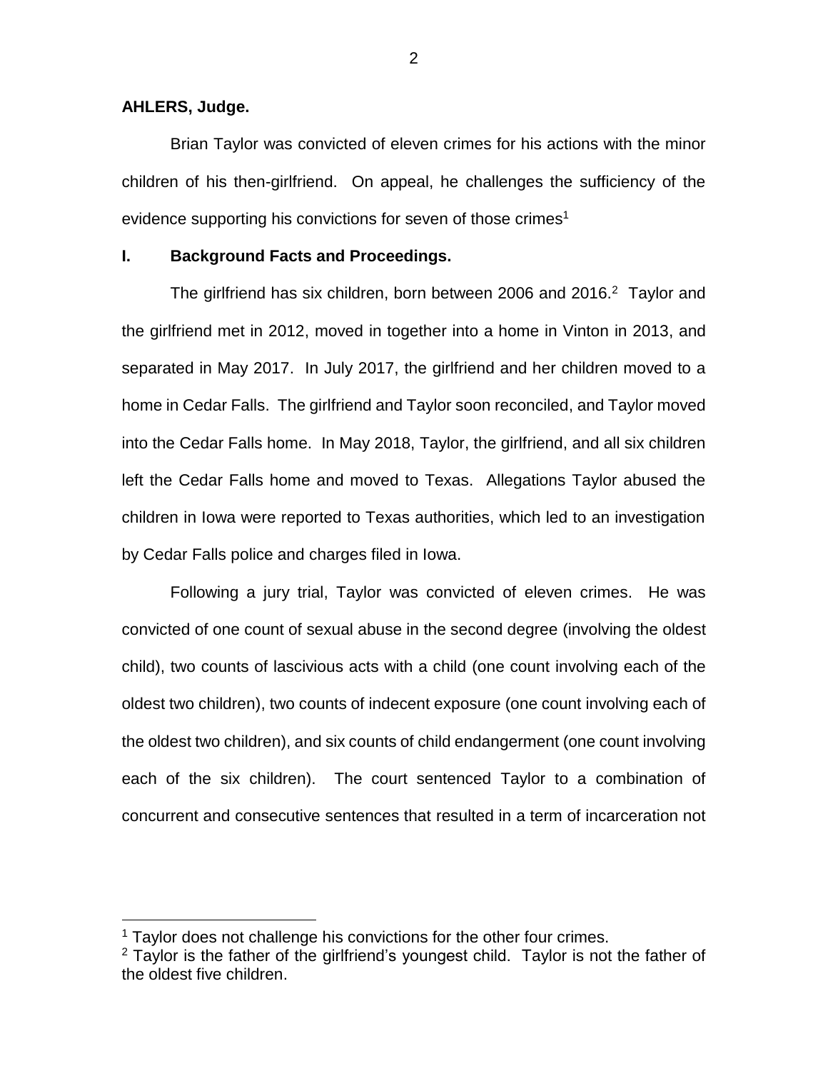**AHLERS, Judge.**

Brian Taylor was convicted of eleven crimes for his actions with the minor children of his then-girlfriend. On appeal, he challenges the sufficiency of the evidence supporting his convictions for seven of those crimes[1]

## I. Background Facts and Proceedings.

The girlfriend has six children, born between 2006 and 2016.[2] Taylor and the girlfriend met in 2012, moved in together into a home in Vinton in 2013, and separated in May 2017. In July 2017, the girlfriend and her children moved to a home in Cedar Falls. The girlfriend and Taylor soon reconciled, and Taylor moved into the Cedar Falls home. In May 2018, Taylor, the girlfriend, and all six children left the Cedar Falls home and moved to Texas. Allegations Taylor abused the children in Iowa were reported to Texas authorities, which led to an investigation by Cedar Falls police and charges filed in Iowa.

Following a jury trial, Taylor was convicted of eleven crimes. He was convicted of one count of sexual abuse in the second degree (involving the oldest child), two counts of lascivious acts with a child (one count involving each of the oldest two children), two counts of indecent exposure (one count involving each of the oldest two children), and six counts of child endangerment (one count involving each of the six children). The court sentenced Taylor to a combination of concurrent and consecutive sentences that resulted in a term of incarceration not

---

[1] Taylor does not challenge his convictions for the other four crimes.

[2] Taylor is the father of the girlfriend's youngest child. Taylor is not the father of the oldest five children.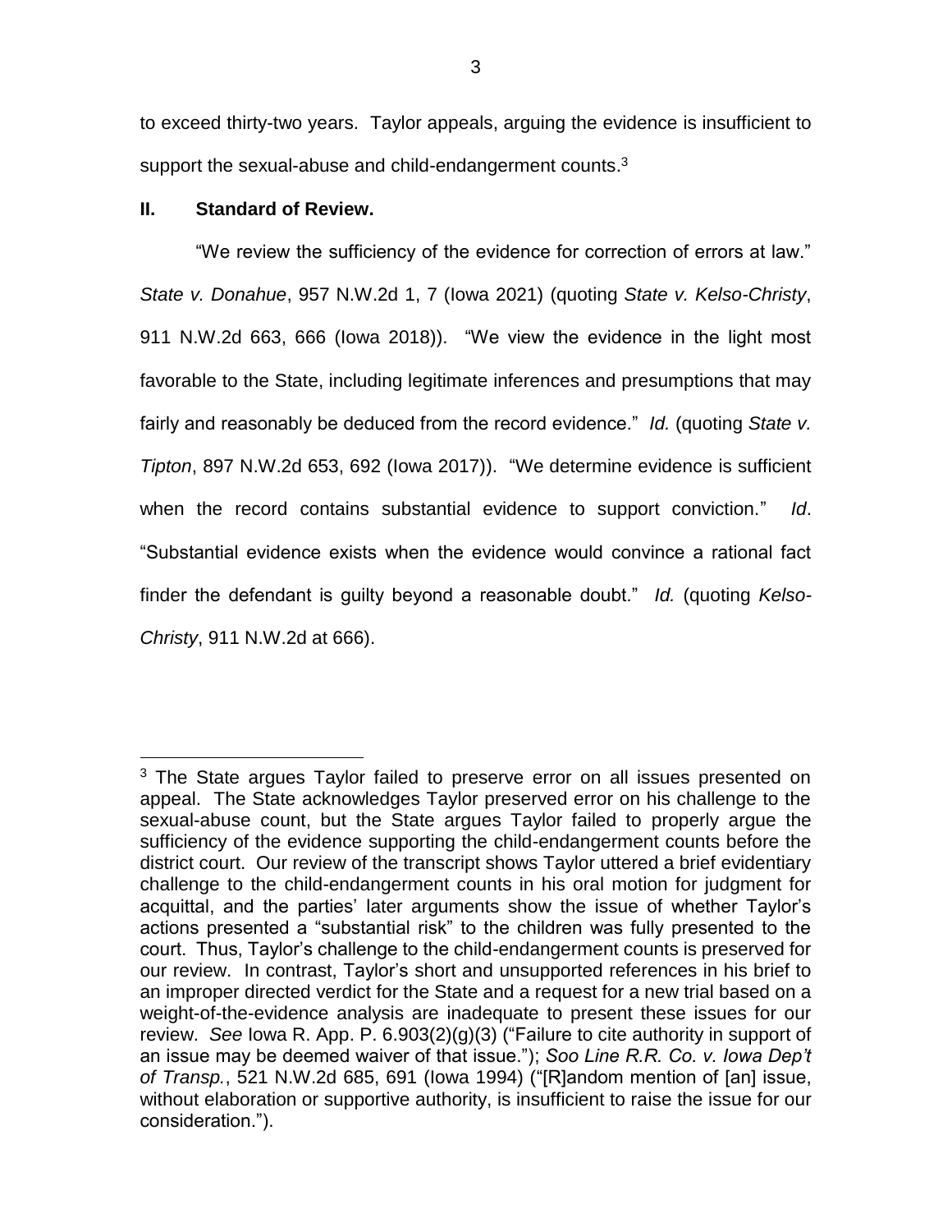to exceed thirty-two years. Taylor appeals, arguing the evidence is insufficient to support the sexual-abuse and child-endangerment counts.[3]

## II. Standard of Review.

"We review the sufficiency of the evidence for correction of errors at law." *State v. Donahue*, 957 N.W.2d 1, 7 (Iowa 2021) (quoting *State v. Kelso-Christy*, 911 N.W.2d 663, 666 (Iowa 2018)). "We view the evidence in the light most favorable to the State, including legitimate inferences and presumptions that may fairly and reasonably be deduced from the record evidence." *Id.* (quoting *State v. Tipton*, 897 N.W.2d 653, 692 (Iowa 2017)). "We determine evidence is sufficient when the record contains substantial evidence to support conviction." *Id*. "Substantial evidence exists when the evidence would convince a rational fact finder the defendant is guilty beyond a reasonable doubt." *Id.* (quoting *Kelso-Christy*, 911 N.W.2d at 666).

---

[3] The State argues Taylor failed to preserve error on all issues presented on appeal. The State acknowledges Taylor preserved error on his challenge to the sexual-abuse count, but the State argues Taylor failed to properly argue the sufficiency of the evidence supporting the child-endangerment counts before the district court. Our review of the transcript shows Taylor uttered a brief evidentiary challenge to the child-endangerment counts in his oral motion for judgment for acquittal, and the parties' later arguments show the issue of whether Taylor's actions presented a "substantial risk" to the children was fully presented to the court. Thus, Taylor's challenge to the child-endangerment counts is preserved for our review. In contrast, Taylor's short and unsupported references in his brief to an improper directed verdict for the State and a request for a new trial based on a weight-of-the-evidence analysis are inadequate to present these issues for our review. *See* Iowa R. App. P. 6.903(2)(g)(3) ("Failure to cite authority in support of an issue may be deemed waiver of that issue."); *Soo Line R.R. Co. v. Iowa Dep't of Transp.*, 521 N.W.2d 685, 691 (Iowa 1994) ("[R]andom mention of [an] issue, without elaboration or supportive authority, is insufficient to raise the issue for our consideration.").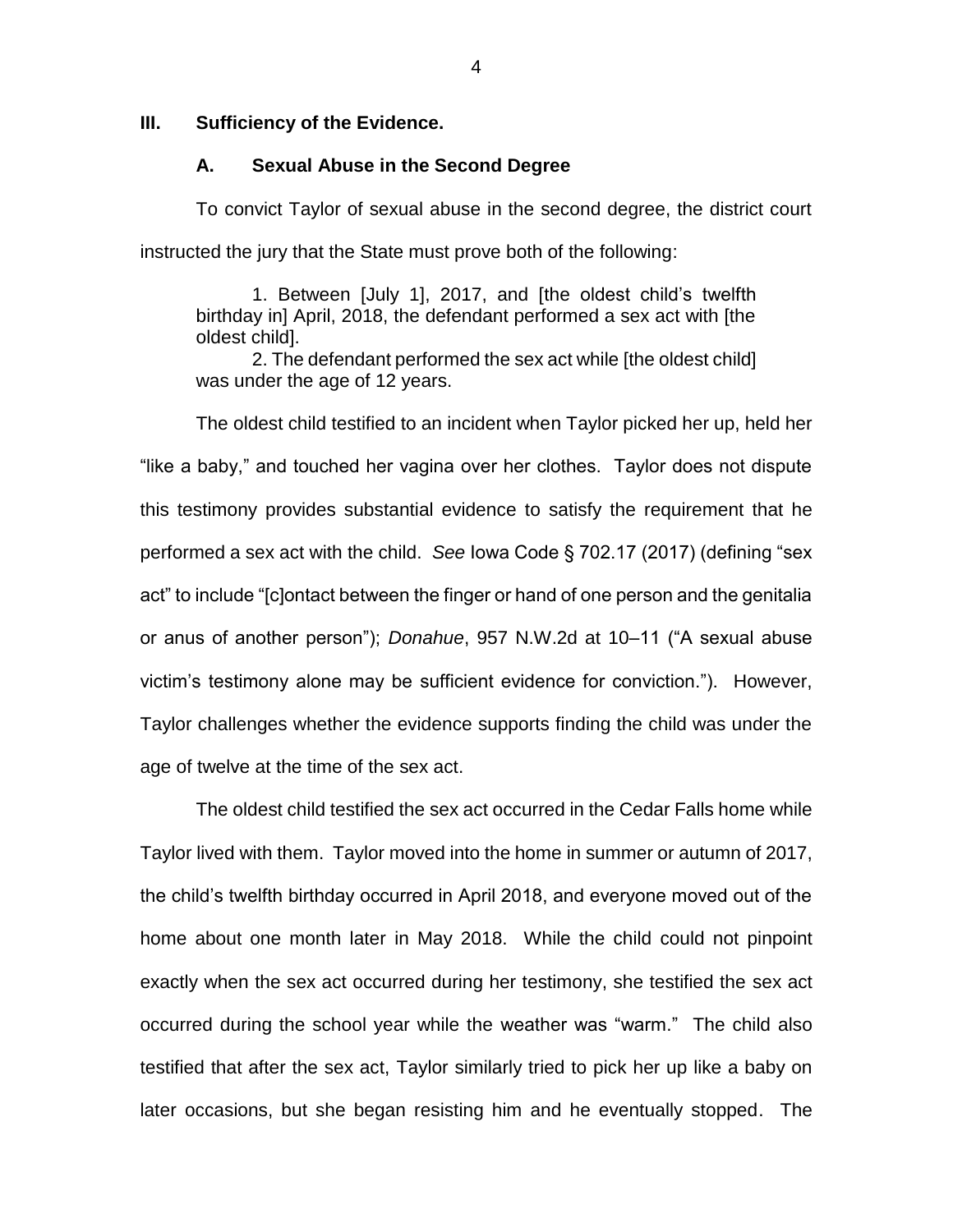### III. Sufficiency of the Evidence.

#### A. Sexual Abuse in the Second Degree

To convict Taylor of sexual abuse in the second degree, the district court instructed the jury that the State must prove both of the following:

> 1. Between [July 1], 2017, and [the oldest child's twelfth birthday in] April, 2018, the defendant performed a sex act with [the oldest child].
>
> 2. The defendant performed the sex act while [the oldest child] was under the age of 12 years.

The oldest child testified to an incident when Taylor picked her up, held her "like a baby," and touched her vagina over her clothes. Taylor does not dispute this testimony provides substantial evidence to satisfy the requirement that he performed a sex act with the child. *See* Iowa Code § 702.17 (2017) (defining "sex act" to include "[c]ontact between the finger or hand of one person and the genitalia or anus of another person"); *Donahue*, 957 N.W.2d at 10–11 ("A sexual abuse victim's testimony alone may be sufficient evidence for conviction."). However, Taylor challenges whether the evidence supports finding the child was under the age of twelve at the time of the sex act.

The oldest child testified the sex act occurred in the Cedar Falls home while Taylor lived with them. Taylor moved into the home in summer or autumn of 2017, the child's twelfth birthday occurred in April 2018, and everyone moved out of the home about one month later in May 2018. While the child could not pinpoint exactly when the sex act occurred during her testimony, she testified the sex act occurred during the school year while the weather was "warm." The child also testified that after the sex act, Taylor similarly tried to pick her up like a baby on later occasions, but she began resisting him and he eventually stopped. The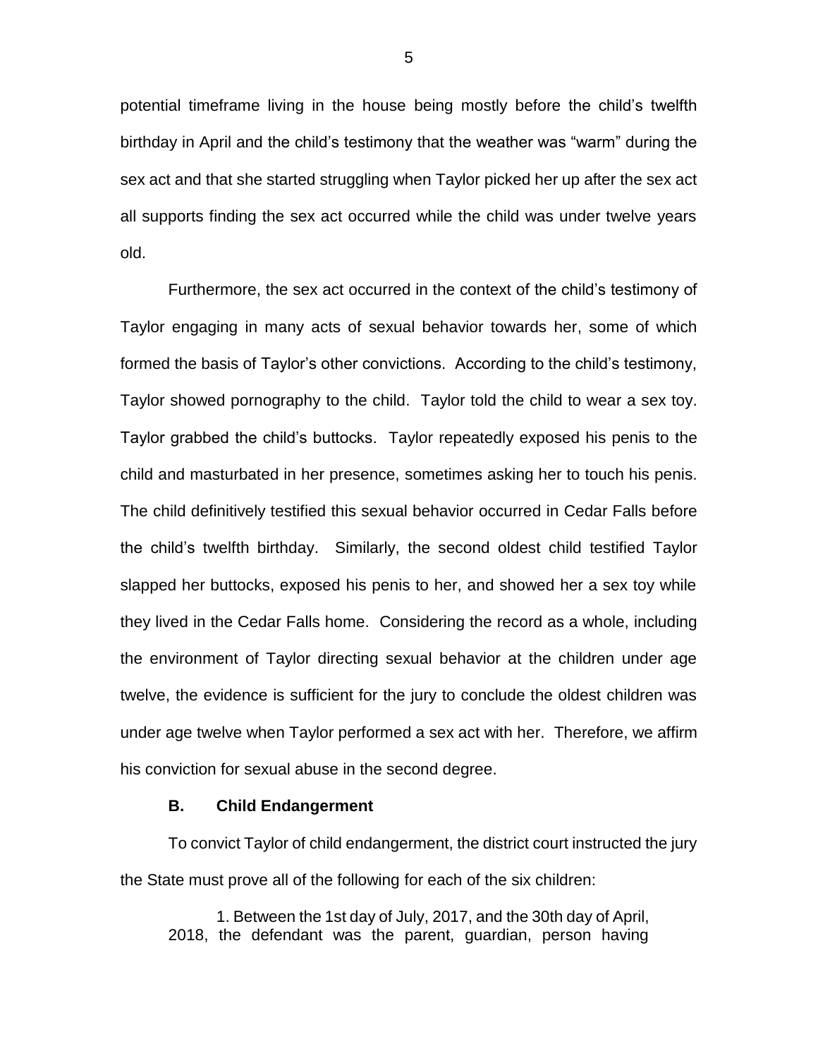potential timeframe living in the house being mostly before the child's twelfth birthday in April and the child's testimony that the weather was "warm" during the sex act and that she started struggling when Taylor picked her up after the sex act all supports finding the sex act occurred while the child was under twelve years old.

Furthermore, the sex act occurred in the context of the child's testimony of Taylor engaging in many acts of sexual behavior towards her, some of which formed the basis of Taylor's other convictions. According to the child's testimony, Taylor showed pornography to the child. Taylor told the child to wear a sex toy. Taylor grabbed the child's buttocks. Taylor repeatedly exposed his penis to the child and masturbated in her presence, sometimes asking her to touch his penis. The child definitively testified this sexual behavior occurred in Cedar Falls before the child's twelfth birthday. Similarly, the second oldest child testified Taylor slapped her buttocks, exposed his penis to her, and showed her a sex toy while they lived in the Cedar Falls home. Considering the record as a whole, including the environment of Taylor directing sexual behavior at the children under age twelve, the evidence is sufficient for the jury to conclude the oldest children was under age twelve when Taylor performed a sex act with her. Therefore, we affirm his conviction for sexual abuse in the second degree.

### B. Child Endangerment

To convict Taylor of child endangerment, the district court instructed the jury the State must prove all of the following for each of the six children:

> 1. Between the 1st day of July, 2017, and the 30th day of April, 2018, the defendant was the parent, guardian, person having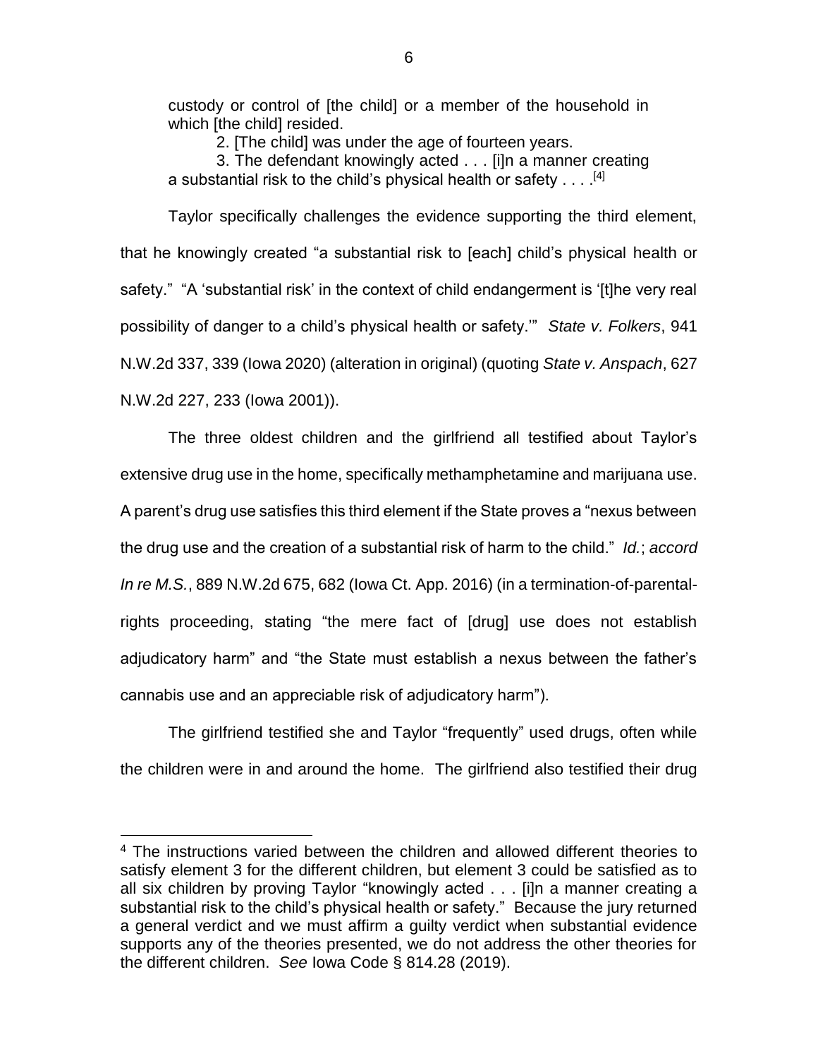custody or control of [the child] or a member of the household in which [the child] resided.

2. [The child] was under the age of fourteen years.

3. The defendant knowingly acted . . . [i]n a manner creating a substantial risk to the child's physical health or safety . . . .[4]

Taylor specifically challenges the evidence supporting the third element, that he knowingly created "a substantial risk to [each] child's physical health or safety." "A 'substantial risk' in the context of child endangerment is '[t]he very real possibility of danger to a child's physical health or safety.'" *State v. Folkers*, 941 N.W.2d 337, 339 (Iowa 2020) (alteration in original) (quoting *State v. Anspach*, 627 N.W.2d 227, 233 (Iowa 2001)).

The three oldest children and the girlfriend all testified about Taylor's extensive drug use in the home, specifically methamphetamine and marijuana use. A parent's drug use satisfies this third element if the State proves a "nexus between the drug use and the creation of a substantial risk of harm to the child." *Id.*; *accord In re M.S.*, 889 N.W.2d 675, 682 (Iowa Ct. App. 2016) (in a termination-of-parental-rights proceeding, stating "the mere fact of [drug] use does not establish adjudicatory harm" and "the State must establish a nexus between the father's cannabis use and an appreciable risk of adjudicatory harm").

The girlfriend testified she and Taylor "frequently" used drugs, often while the children were in and around the home. The girlfriend also testified their drug

---

[4] The instructions varied between the children and allowed different theories to satisfy element 3 for the different children, but element 3 could be satisfied as to all six children by proving Taylor "knowingly acted . . . [i]n a manner creating a substantial risk to the child's physical health or safety." Because the jury returned a general verdict and we must affirm a guilty verdict when substantial evidence supports any of the theories presented, we do not address the other theories for the different children. *See* Iowa Code § 814.28 (2019).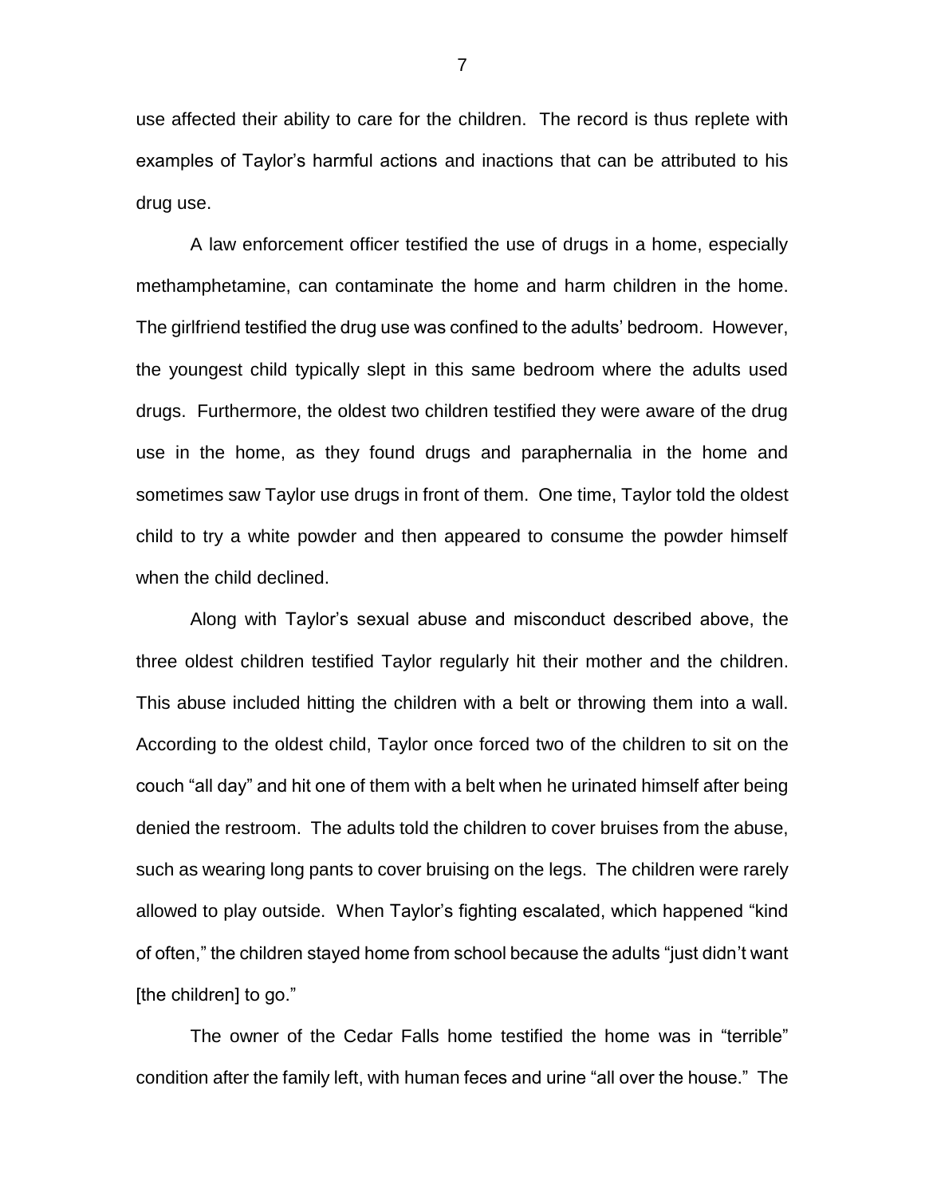use affected their ability to care for the children. The record is thus replete with examples of Taylor's harmful actions and inactions that can be attributed to his drug use.

A law enforcement officer testified the use of drugs in a home, especially methamphetamine, can contaminate the home and harm children in the home. The girlfriend testified the drug use was confined to the adults' bedroom. However, the youngest child typically slept in this same bedroom where the adults used drugs. Furthermore, the oldest two children testified they were aware of the drug use in the home, as they found drugs and paraphernalia in the home and sometimes saw Taylor use drugs in front of them. One time, Taylor told the oldest child to try a white powder and then appeared to consume the powder himself when the child declined.

Along with Taylor's sexual abuse and misconduct described above, the three oldest children testified Taylor regularly hit their mother and the children. This abuse included hitting the children with a belt or throwing them into a wall. According to the oldest child, Taylor once forced two of the children to sit on the couch "all day" and hit one of them with a belt when he urinated himself after being denied the restroom. The adults told the children to cover bruises from the abuse, such as wearing long pants to cover bruising on the legs. The children were rarely allowed to play outside. When Taylor's fighting escalated, which happened "kind of often," the children stayed home from school because the adults "just didn't want [the children] to go."

The owner of the Cedar Falls home testified the home was in "terrible" condition after the family left, with human feces and urine "all over the house." The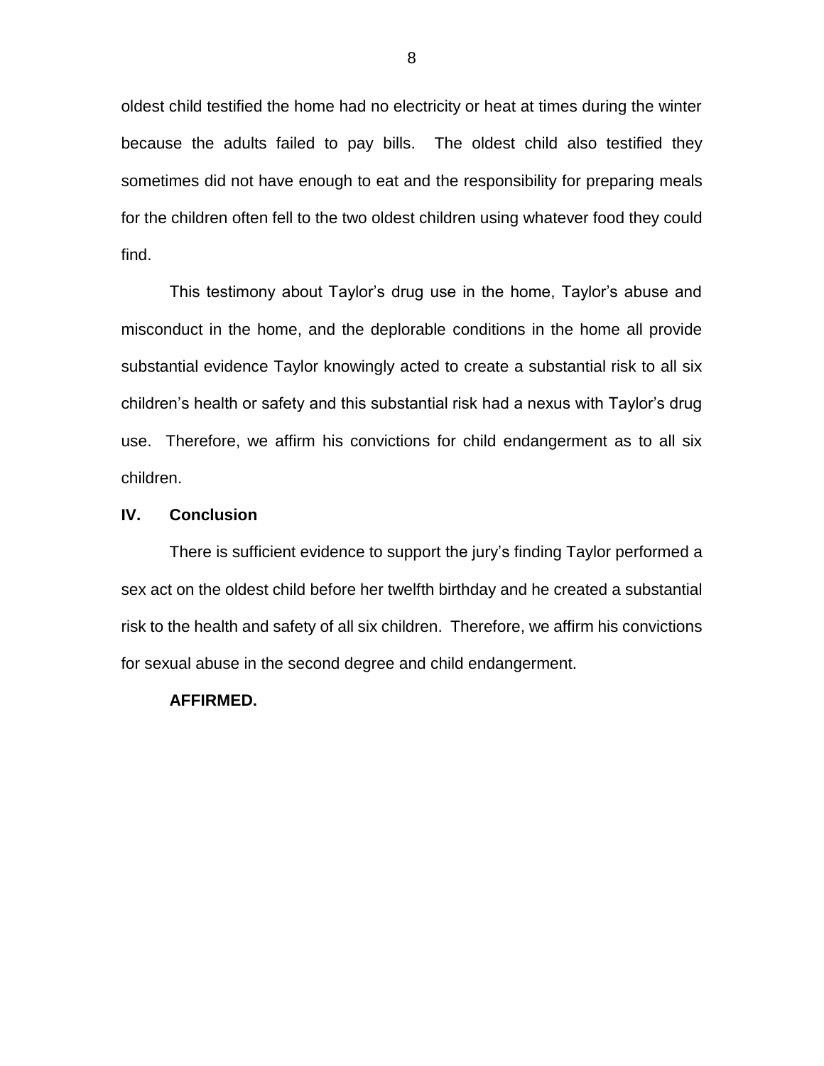oldest child testified the home had no electricity or heat at times during the winter because the adults failed to pay bills. The oldest child also testified they sometimes did not have enough to eat and the responsibility for preparing meals for the children often fell to the two oldest children using whatever food they could find.

This testimony about Taylor's drug use in the home, Taylor's abuse and misconduct in the home, and the deplorable conditions in the home all provide substantial evidence Taylor knowingly acted to create a substantial risk to all six children's health or safety and this substantial risk had a nexus with Taylor's drug use. Therefore, we affirm his convictions for child endangerment as to all six children.

## IV. Conclusion

There is sufficient evidence to support the jury's finding Taylor performed a sex act on the oldest child before her twelfth birthday and he created a substantial risk to the health and safety of all six children. Therefore, we affirm his convictions for sexual abuse in the second degree and child endangerment.

**AFFIRMED.**